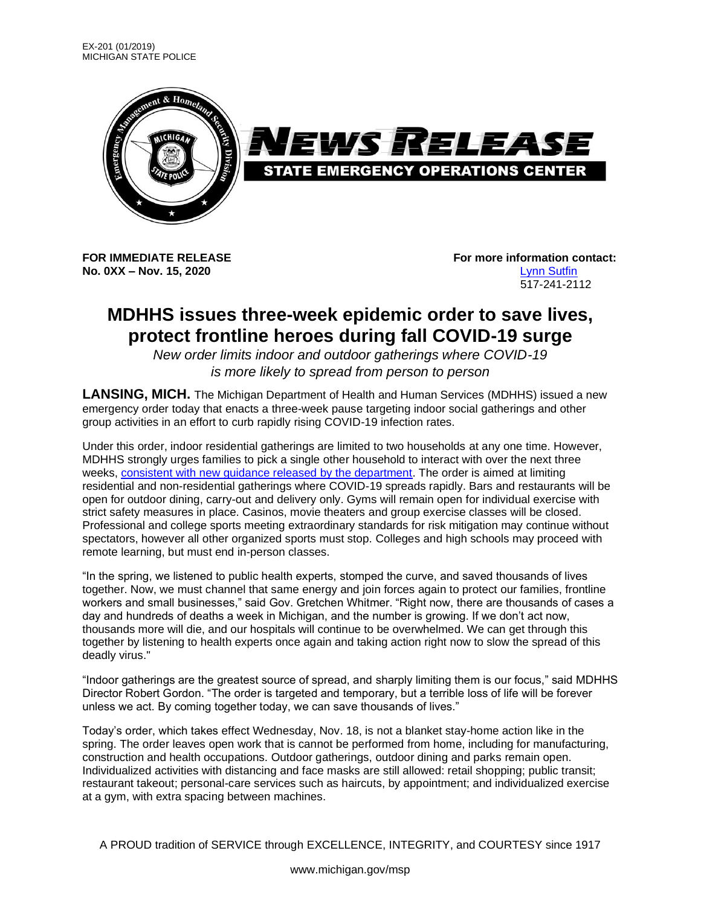EX-201 (01/2019)
MICHIGAN STATE POLICE

**NEWS RELEASE**
**STATE EMERGENCY OPERATIONS CENTER**

**FOR IMMEDIATE RELEASE**
**No. 0XX – Nov. 15, 2020**

**For more information contact:**
[Lynn Sutfin]
517-241-2112

# MDHHS issues three-week epidemic order to save lives, protect frontline heroes during fall COVID-19 surge

*New order limits indoor and outdoor gatherings where COVID-19 is more likely to spread from person to person*

**LANSING, MICH.** The Michigan Department of Health and Human Services (MDHHS) issued a new emergency order today that enacts a three-week pause targeting indoor social gatherings and other group activities in an effort to curb rapidly rising COVID-19 infection rates.

Under this order, indoor residential gatherings are limited to two households at any one time. However, MDHHS strongly urges families to pick a single other household to interact with over the next three weeks, consistent with new guidance released by the department. The order is aimed at limiting residential and non-residential gatherings where COVID-19 spreads rapidly. Bars and restaurants will be open for outdoor dining, carry-out and delivery only. Gyms will remain open for individual exercise with strict safety measures in place. Casinos, movie theaters and group exercise classes will be closed. Professional and college sports meeting extraordinary standards for risk mitigation may continue without spectators, however all other organized sports must stop. Colleges and high schools may proceed with remote learning, but must end in-person classes.

"In the spring, we listened to public health experts, stomped the curve, and saved thousands of lives together. Now, we must channel that same energy and join forces again to protect our families, frontline workers and small businesses," said Gov. Gretchen Whitmer. "Right now, there are thousands of cases a day and hundreds of deaths a week in Michigan, and the number is growing. If we don't act now, thousands more will die, and our hospitals will continue to be overwhelmed. We can get through this together by listening to health experts once again and taking action right now to slow the spread of this deadly virus."

"Indoor gatherings are the greatest source of spread, and sharply limiting them is our focus," said MDHHS Director Robert Gordon. "The order is targeted and temporary, but a terrible loss of life will be forever unless we act. By coming together today, we can save thousands of lives."

Today's order, which takes effect Wednesday, Nov. 18, is not a blanket stay-home action like in the spring. The order leaves open work that is cannot be performed from home, including for manufacturing, construction and health occupations. Outdoor gatherings, outdoor dining and parks remain open. Individualized activities with distancing and face masks are still allowed: retail shopping; public transit; restaurant takeout; personal-care services such as haircuts, by appointment; and individualized exercise at a gym, with extra spacing between machines.

A PROUD tradition of SERVICE through EXCELLENCE, INTEGRITY, and COURTESY since 1917

www.michigan.gov/msp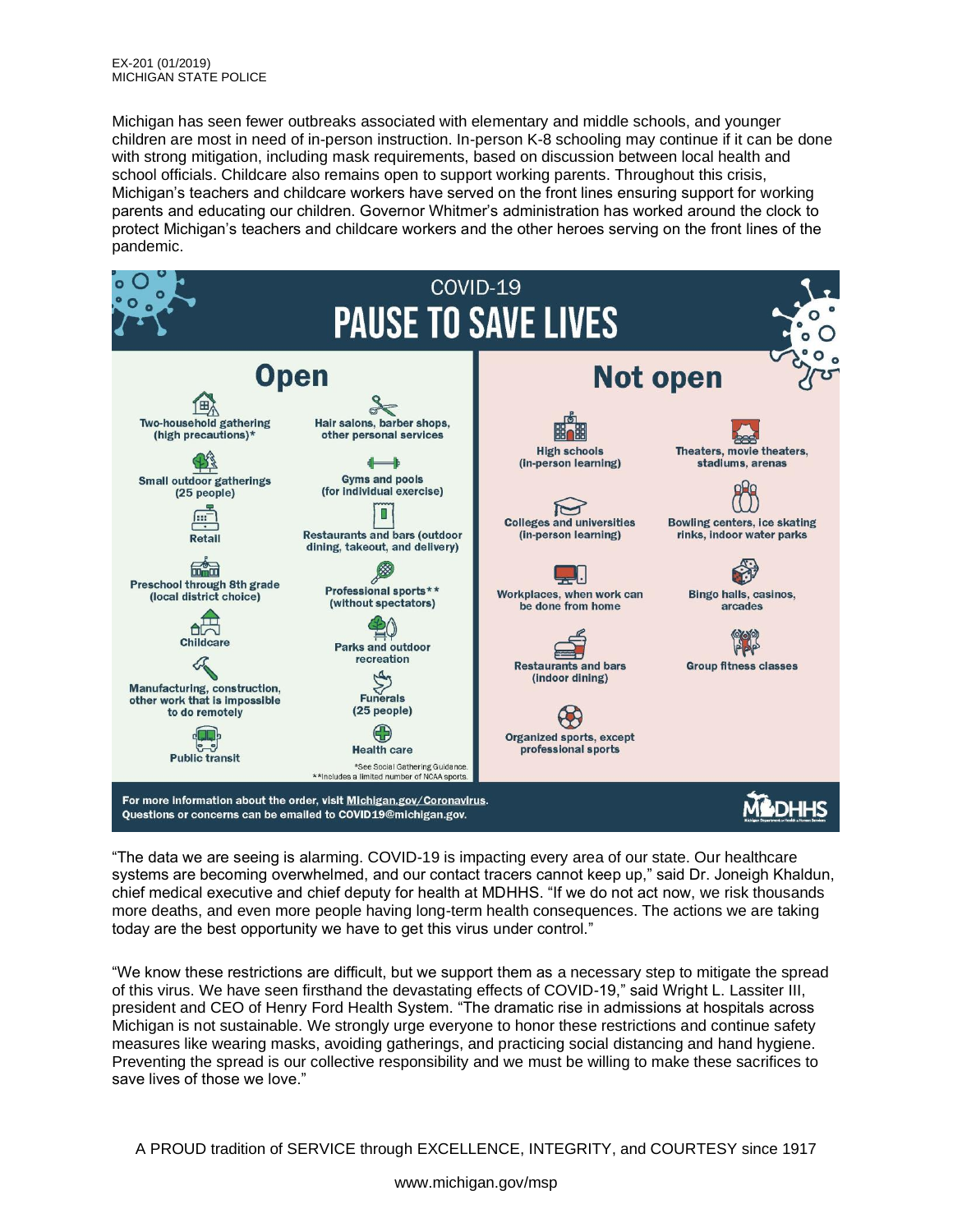EX-201 (01/2019)
MICHIGAN STATE POLICE

Michigan has seen fewer outbreaks associated with elementary and middle schools, and younger children are most in need of in-person instruction. In-person K-8 schooling may continue if it can be done with strong mitigation, including mask requirements, based on discussion between local health and school officials. Childcare also remains open to support working parents. Throughout this crisis, Michigan's teachers and childcare workers have served on the front lines ensuring support for working parents and educating our children. Governor Whitmer's administration has worked around the clock to protect Michigan's teachers and childcare workers and the other heroes serving on the front lines of the pandemic.

## COVID-19
# PAUSE TO SAVE LIVES

## Open

- Two-household gathering (high precautions)*
- Small outdoor gatherings (25 people)
- Retail
- Preschool through 8th grade (local district choice)
- Childcare
- Manufacturing, construction, other work that is impossible to do remotely
- Public transit
- Hair salons, barber shops, other personal services
- Gyms and pools (for individual exercise)
- Restaurants and bars (outdoor dining, takeout, and delivery)
- Professional sports** (without spectators)
- Parks and outdoor recreation
- Funerals (25 people)
- Health care

*See Social Gathering Guidance.
**Includes a limited number of NCAA sports.

## Not open

- High schools (in-person learning)
- Colleges and universities (in-person learning)
- Workplaces, when work can be done from home
- Restaurants and bars (indoor dining)
- Organized sports, except professional sports
- Theaters, movie theaters, stadiums, arenas
- Bowling centers, ice skating rinks, indoor water parks
- Bingo halls, casinos, arcades
- Group fitness classes

For more information about the order, visit Michigan.gov/Coronavirus.
Questions or concerns can be emailed to COVID19@michigan.gov.

MDHHS

"The data we are seeing is alarming. COVID-19 is impacting every area of our state. Our healthcare systems are becoming overwhelmed, and our contact tracers cannot keep up," said Dr. Joneigh Khaldun, chief medical executive and chief deputy for health at MDHHS. "If we do not act now, we risk thousands more deaths, and even more people having long-term health consequences. The actions we are taking today are the best opportunity we have to get this virus under control."

"We know these restrictions are difficult, but we support them as a necessary step to mitigate the spread of this virus. We have seen firsthand the devastating effects of COVID-19," said Wright L. Lassiter III, president and CEO of Henry Ford Health System. "The dramatic rise in admissions at hospitals across Michigan is not sustainable. We strongly urge everyone to honor these restrictions and continue safety measures like wearing masks, avoiding gatherings, and practicing social distancing and hand hygiene. Preventing the spread is our collective responsibility and we must be willing to make these sacrifices to save lives of those we love."

A PROUD tradition of SERVICE through EXCELLENCE, INTEGRITY, and COURTESY since 1917

www.michigan.gov/msp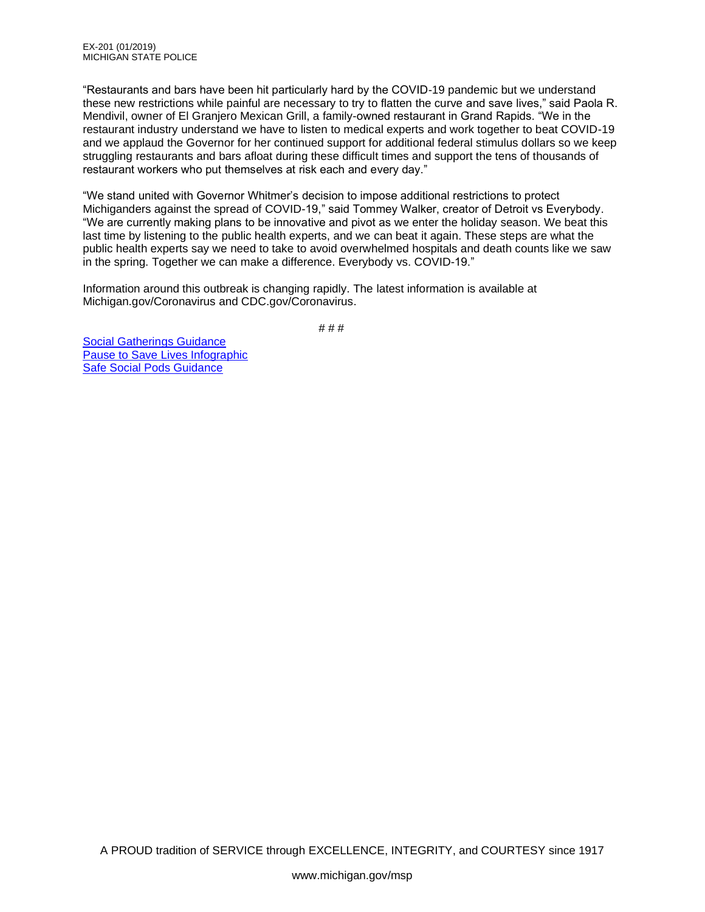"Restaurants and bars have been hit particularly hard by the COVID-19 pandemic but we understand these new restrictions while painful are necessary to try to flatten the curve and save lives," said Paola R. Mendivil, owner of El Granjero Mexican Grill, a family-owned restaurant in Grand Rapids. "We in the restaurant industry understand we have to listen to medical experts and work together to beat COVID-19 and we applaud the Governor for her continued support for additional federal stimulus dollars so we keep struggling restaurants and bars afloat during these difficult times and support the tens of thousands of restaurant workers who put themselves at risk each and every day."

"We stand united with Governor Whitmer's decision to impose additional restrictions to protect Michiganders against the spread of COVID-19," said Tommey Walker, creator of Detroit vs Everybody. "We are currently making plans to be innovative and pivot as we enter the holiday season. We beat this last time by listening to the public health experts, and we can beat it again. These steps are what the public health experts say we need to take to avoid overwhelmed hospitals and death counts like we saw in the spring. Together we can make a difference. Everybody vs. COVID-19."

Information around this outbreak is changing rapidly. The latest information is available at Michigan.gov/Coronavirus and CDC.gov/Coronavirus.

# # #

Social Gatherings Guidance
Pause to Save Lives Infographic
Safe Social Pods Guidance